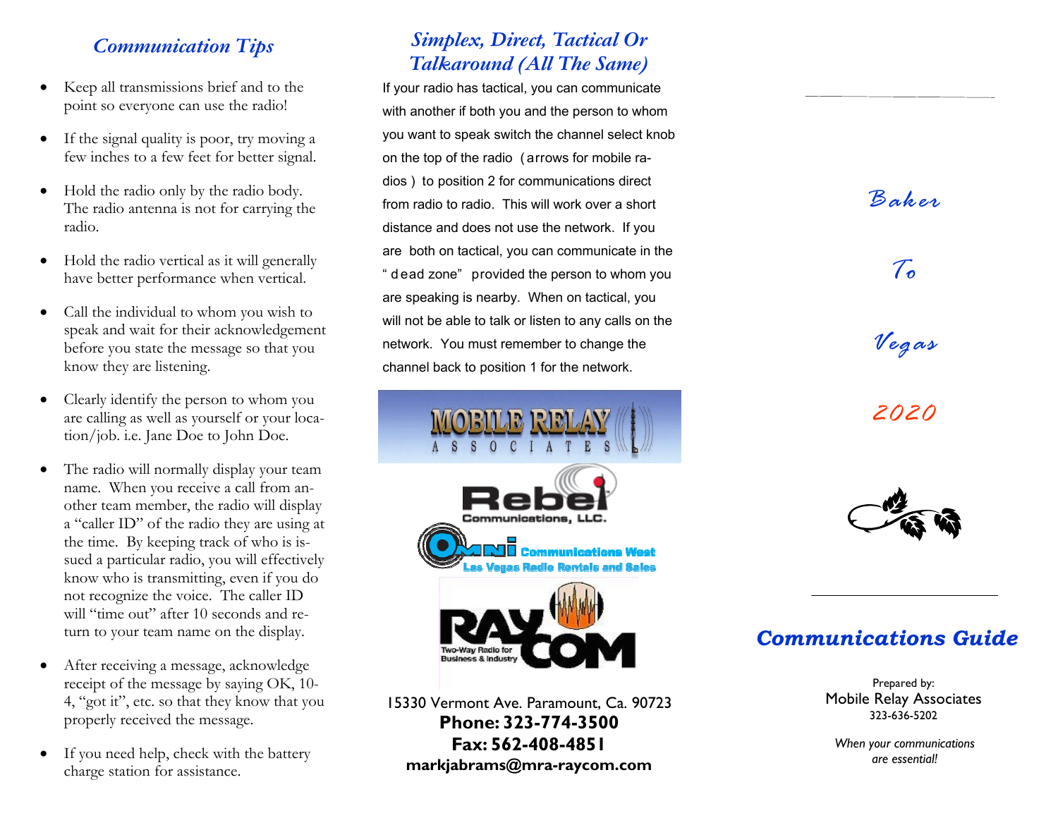## Communication Tips

- Keep all transmissions brief and to the point so everyone can use the radio!
- If the signal quality is poor, try moving a few inches to a few feet for better signal.
- Hold the radio only by the radio body. The radio antenna is not for carrying the radio.
- Hold the radio vertical as it will generally have better performance when vertical.
- Call the individual to whom you wish to speak and wait for their acknowledgement before you state the message so that you know they are listening.
- Clearly identify the person to whom you are calling as well as yourself or your location/job. i.e. Jane Doe to John Doe.
- The radio will normally display your team name. When you receive a call from another team member, the radio will display a "caller ID" of the radio they are using at the time. By keeping track of who is issued a particular radio, you will effectively know who is transmitting, even if you do not recognize the voice. The caller ID will "time out" after 10 seconds and return to your team name on the display.
- After receiving a message, acknowledge receipt of the message by saying OK, 10-4, "got it", etc. so that they know that you properly received the message.
- If you need help, check with the battery charge station for assistance.

## Simplex, Direct, Tactical Or Talkaround (All The Same)

If your radio has tactical, you can communicate with another if both you and the person to whom you want to speak switch the channel select knob on the top of the radio (arrows for mobile radios) to position 2 for communications direct from radio to radio. This will work over a short distance and does not use the network. If you are both on tactical, you can communicate in the "dead zone" provided the person to whom you are speaking is nearby. When on tactical, you will not be able to talk or listen to any calls on the network. You must remember to change the channel back to position 1 for the network.

MOBILE RELAY ASSOCIATES

Rebel Communications, LLC.

OMNI Communications West
Las Vegas Radio Rentals and Sales

RAYCOM
Two-Way Radio for Business & Industry

15330 Vermont Ave. Paramount, Ca. 90723
**Phone: 323-774-3500**
**Fax: 562-408-4851**
**markjabrams@mra-raycom.com**

---

*Baker*

*To*

*Vegas*

*2020*

## Communications Guide

Prepared by:
Mobile Relay Associates
323-636-5202

*When your communications are essential!*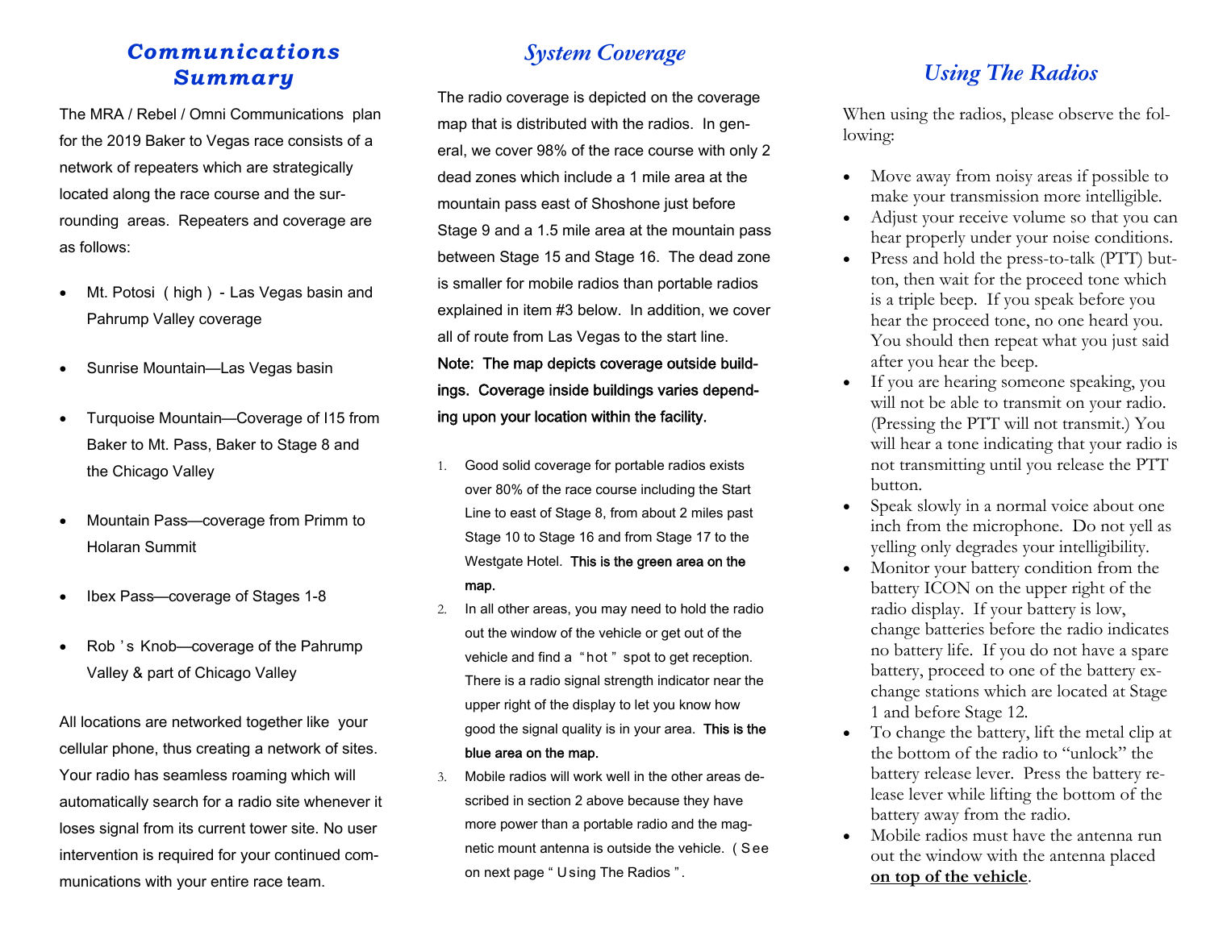## *Communications Summary*

The MRA / Rebel / Omni Communications plan for the 2019 Baker to Vegas race consists of a network of repeaters which are strategically located along the race course and the surrounding areas. Repeaters and coverage are as follows:

- Mt. Potosi ( high ) - Las Vegas basin and Pahrump Valley coverage
- Sunrise Mountain—Las Vegas basin
- Turquoise Mountain—Coverage of I15 from Baker to Mt. Pass, Baker to Stage 8 and the Chicago Valley
- Mountain Pass—coverage from Primm to Holaran Summit
- Ibex Pass—coverage of Stages 1-8
- Rob ' s Knob—coverage of the Pahrump Valley & part of Chicago Valley

All locations are networked together like your cellular phone, thus creating a network of sites. Your radio has seamless roaming which will automatically search for a radio site whenever it loses signal from its current tower site. No user intervention is required for your continued communications with your entire race team.

## *System Coverage*

The radio coverage is depicted on the coverage map that is distributed with the radios. In general, we cover 98% of the race course with only 2 dead zones which include a 1 mile area at the mountain pass east of Shoshone just before Stage 9 and a 1.5 mile area at the mountain pass between Stage 15 and Stage 16. The dead zone is smaller for mobile radios than portable radios explained in item #3 below. In addition, we cover all of route from Las Vegas to the start line. **Note: The map depicts coverage outside buildings. Coverage inside buildings varies depending upon your location within the facility.**

1. Good solid coverage for portable radios exists over 80% of the race course including the Start Line to east of Stage 8, from about 2 miles past Stage 10 to Stage 16 and from Stage 17 to the Westgate Hotel. **This is the green area on the map.**
2. In all other areas, you may need to hold the radio out the window of the vehicle or get out of the vehicle and find a " hot " spot to get reception. There is a radio signal strength indicator near the upper right of the display to let you know how good the signal quality is in your area. **This is the blue area on the map.**
3. Mobile radios will work well in the other areas described in section 2 above because they have more power than a portable radio and the magnetic mount antenna is outside the vehicle. ( See on next page " Using The Radios ".

## *Using The Radios*

When using the radios, please observe the following:

- Move away from noisy areas if possible to make your transmission more intelligible.
- Adjust your receive volume so that you can hear properly under your noise conditions.
- Press and hold the press-to-talk (PTT) button, then wait for the proceed tone which is a triple beep. If you speak before you hear the proceed tone, no one heard you. You should then repeat what you just said after you hear the beep.
- If you are hearing someone speaking, you will not be able to transmit on your radio. (Pressing the PTT will not transmit.) You will hear a tone indicating that your radio is not transmitting until you release the PTT button.
- Speak slowly in a normal voice about one inch from the microphone. Do not yell as yelling only degrades your intelligibility.
- Monitor your battery condition from the battery ICON on the upper right of the radio display. If your battery is low, change batteries before the radio indicates no battery life. If you do not have a spare battery, proceed to one of the battery exchange stations which are located at Stage 1 and before Stage 12.
- To change the battery, lift the metal clip at the bottom of the radio to "unlock" the battery release lever. Press the battery release lever while lifting the bottom of the battery away from the radio.
- Mobile radios must have the antenna run out the window with the antenna placed **<u>on top of the vehicle</u>**.